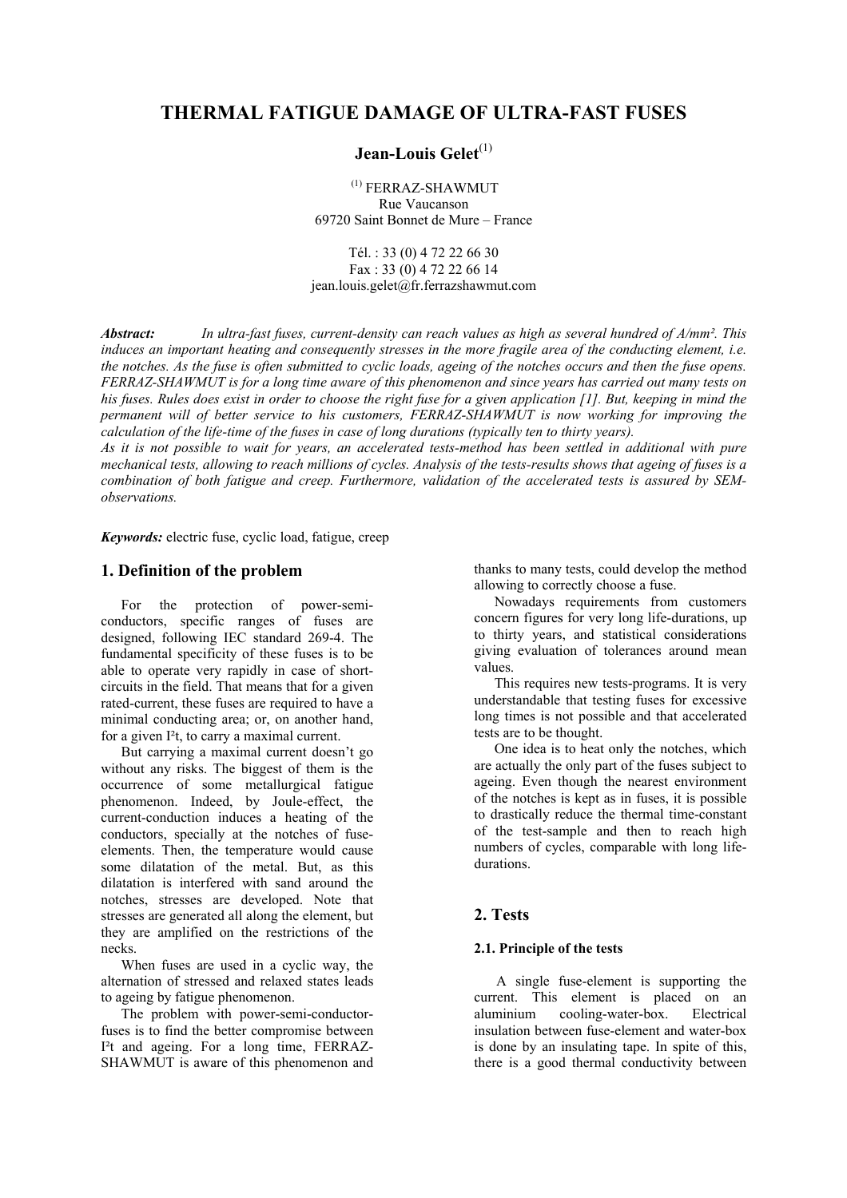# THERMAL FATIGUE DAMAGE OF ULTRA-FAST FUSES

**Jean-Louis Gelet**[1]

[1] FERRAZ-SHAWMUT
Rue Vaucanson
69720 Saint Bonnet de Mure – France

Tél. : 33 (0) 4 72 22 66 30
Fax : 33 (0) 4 72 22 66 14
jean.louis.gelet@fr.ferrazshawmut.com

***Abstract:*** *In ultra-fast fuses, current-density can reach values as high as several hundred of A/mm². This induces an important heating and consequently stresses in the more fragile area of the conducting element, i.e. the notches. As the fuse is often submitted to cyclic loads, ageing of the notches occurs and then the fuse opens. FERRAZ-SHAWMUT is for a long time aware of this phenomenon and since years has carried out many tests on his fuses. Rules does exist in order to choose the right fuse for a given application [1]. But, keeping in mind the permanent will of better service to his customers, FERRAZ-SHAWMUT is now working for improving the calculation of the life-time of the fuses in case of long durations (typically ten to thirty years).*
*As it is not possible to wait for years, an accelerated tests-method has been settled in additional with pure mechanical tests, allowing to reach millions of cycles. Analysis of the tests-results shows that ageing of fuses is a combination of both fatigue and creep. Furthermore, validation of the accelerated tests is assured by SEM-observations.*

***Keywords:*** electric fuse, cyclic load, fatigue, creep

## 1. Definition of the problem

For the protection of power-semi-conductors, specific ranges of fuses are designed, following IEC standard 269-4. The fundamental specificity of these fuses is to be able to operate very rapidly in case of short-circuits in the field. That means that for a given rated-current, these fuses are required to have a minimal conducting area; or, on another hand, for a given I²t, to carry a maximal current.

But carrying a maximal current doesn't go without any risks. The biggest of them is the occurrence of some metallurgical fatigue phenomenon. Indeed, by Joule-effect, the current-conduction induces a heating of the conductors, specially at the notches of fuse-elements. Then, the temperature would cause some dilatation of the metal. But, as this dilatation is interfered with sand around the notches, stresses are developed. Note that stresses are generated all along the element, but they are amplified on the restrictions of the necks.

When fuses are used in a cyclic way, the alternation of stressed and relaxed states leads to ageing by fatigue phenomenon.

The problem with power-semi-conductor-fuses is to find the better compromise between I²t and ageing. For a long time, FERRAZ-SHAWMUT is aware of this phenomenon and thanks to many tests, could develop the method allowing to correctly choose a fuse.

Nowadays requirements from customers concern figures for very long life-durations, up to thirty years, and statistical considerations giving evaluation of tolerances around mean values.

This requires new tests-programs. It is very understandable that testing fuses for excessive long times is not possible and that accelerated tests are to be thought.

One idea is to heat only the notches, which are actually the only part of the fuses subject to ageing. Even though the nearest environment of the notches is kept as in fuses, it is possible to drastically reduce the thermal time-constant of the test-sample and then to reach high numbers of cycles, comparable with long life-durations.

## 2. Tests

### 2.1. Principle of the tests

A single fuse-element is supporting the current. This element is placed on an aluminium cooling-water-box. Electrical insulation between fuse-element and water-box is done by an insulating tape. In spite of this, there is a good thermal conductivity between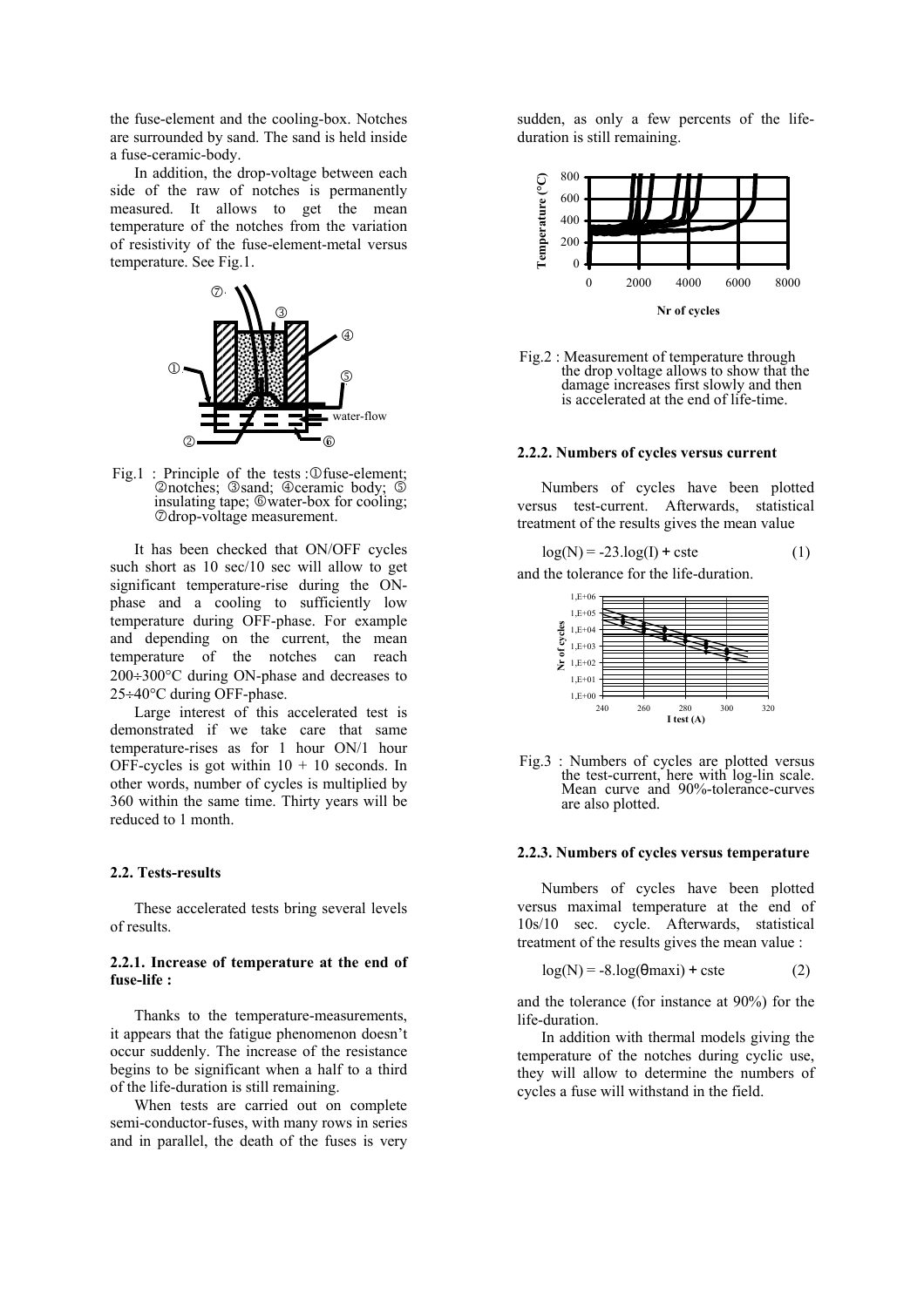the fuse-element and the cooling-box. Notches are surrounded by sand. The sand is held inside a fuse-ceramic-body.

In addition, the drop-voltage between each side of the raw of notches is permanently measured. It allows to get the mean temperature of the notches from the variation of resistivity of the fuse-element-metal versus temperature. See Fig.1.

Fig.1 : Principle of the tests : ① fuse-element; ② notches; ③ sand; ④ ceramic body; ⑤ insulating tape; ⑥ water-box for cooling; ⑦ drop-voltage measurement.

It has been checked that ON/OFF cycles such short as 10 sec/10 sec will allow to get significant temperature-rise during the ON-phase and a cooling to sufficiently low temperature during OFF-phase. For example and depending on the current, the mean temperature of the notches can reach 200÷300°C during ON-phase and decreases to 25÷40°C during OFF-phase.

Large interest of this accelerated test is demonstrated if we take care that same temperature-rises as for 1 hour ON/1 hour OFF-cycles is got within 10 + 10 seconds. In other words, number of cycles is multiplied by 360 within the same time. Thirty years will be reduced to 1 month.

### 2.2. Tests-results

These accelerated tests bring several levels of results.

#### 2.2.1. Increase of temperature at the end of fuse-life :

Thanks to the temperature-measurements, it appears that the fatigue phenomenon doesn't occur suddenly. The increase of the resistance begins to be significant when a half to a third of the life-duration is still remaining.

When tests are carried out on complete semi-conductor-fuses, with many rows in series and in parallel, the death of the fuses is very sudden, as only a few percents of the life-duration is still remaining.

Fig.2 : Measurement of temperature through the drop voltage allows to show that the damage increases first slowly and then is accelerated at the end of life-time.

#### 2.2.2. Numbers of cycles versus current

Numbers of cycles have been plotted versus test-current. Afterwards, statistical treatment of the results gives the mean value

$$\log(N) = -23.\log(I) + \text{cste} \tag{1}$$

and the tolerance for the life-duration.

Fig.3 : Numbers of cycles are plotted versus the test-current, here with log-lin scale. Mean curve and 90%-tolerance-curves are also plotted.

#### 2.2.3. Numbers of cycles versus temperature

Numbers of cycles have been plotted versus maximal temperature at the end of 10s/10 sec. cycle. Afterwards, statistical treatment of the results gives the mean value :

$$\log(N) = -8.\log(\theta\text{maxi}) + \text{cste} \tag{2}$$

and the tolerance (for instance at 90%) for the life-duration.

In addition with thermal models giving the temperature of the notches during cyclic use, they will allow to determine the numbers of cycles a fuse will withstand in the field.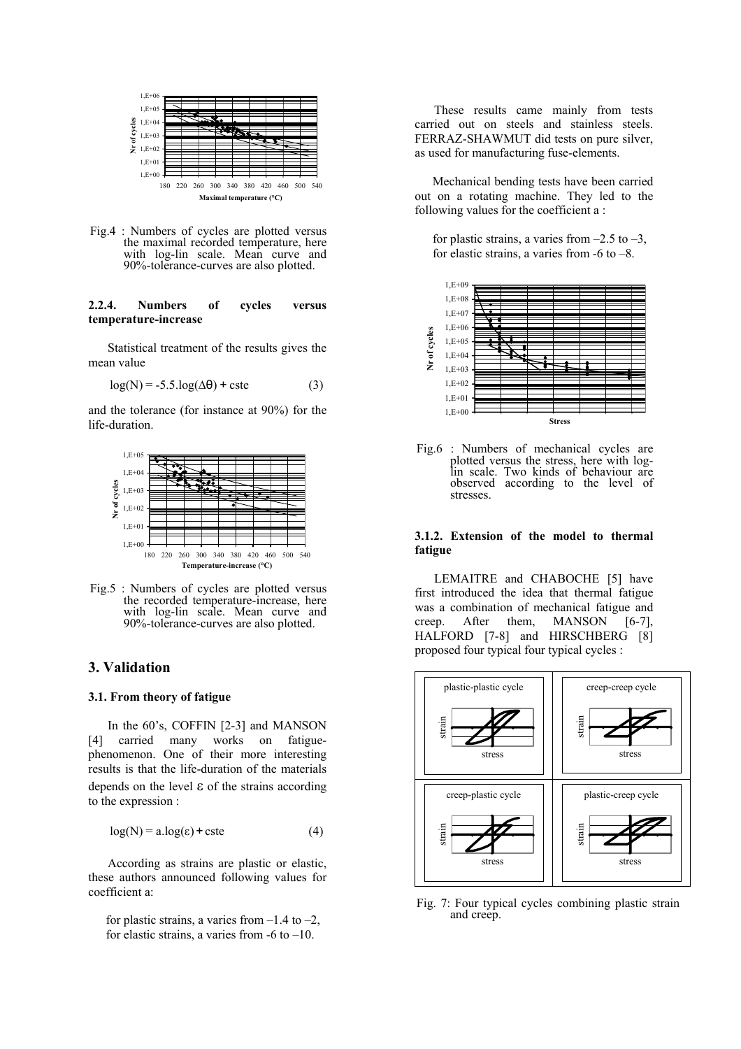Fig.4 : Numbers of cycles are plotted versus the maximal recorded temperature, here with log-lin scale. Mean curve and 90%-tolerance-curves are also plotted.

#### 2.2.4. Numbers of cycles versus temperature-increase

Statistical treatment of the results gives the mean value

$$\log(N) = -5.5.\log(\Delta\theta) + \text{cste} \qquad (3)$$

and the tolerance (for instance at 90%) for the life-duration.

Fig.5 : Numbers of cycles are plotted versus the recorded temperature-increase, here with log-lin scale. Mean curve and 90%-tolerance-curves are also plotted.

## 3. Validation

### 3.1. From theory of fatigue

In the 60's, COFFIN [2-3] and MANSON [4] carried many works on fatigue-phenomenon. One of their more interesting results is that the life-duration of the materials depends on the level $\varepsilon$ of the strains according to the expression :

$$\log(N) = a.\log(\varepsilon) + \text{cste} \qquad (4)$$

According as strains are plastic or elastic, these authors announced following values for coefficient a:

for plastic strains, a varies from –1.4 to –2,
for elastic strains, a varies from -6 to –10.

These results came mainly from tests carried out on steels and stainless steels. FERRAZ-SHAWMUT did tests on pure silver, as used for manufacturing fuse-elements.

Mechanical bending tests have been carried out on a rotating machine. They led to the following values for the coefficient a :

for plastic strains, a varies from –2.5 to –3,
for elastic strains, a varies from -6 to –8.

Fig.6 : Numbers of mechanical cycles are plotted versus the stress, here with log-lin scale. Two kinds of behaviour are observed according to the level of stresses.

#### 3.1.2. Extension of the model to thermal fatigue

LEMAITRE and CHABOCHE [5] have first introduced the idea that thermal fatigue was a combination of mechanical fatigue and creep. After them, MANSON [6-7], HALFORD [7-8] and HIRSCHBERG [8] proposed four typical four typical cycles :

Fig. 7: Four typical cycles combining plastic strain and creep.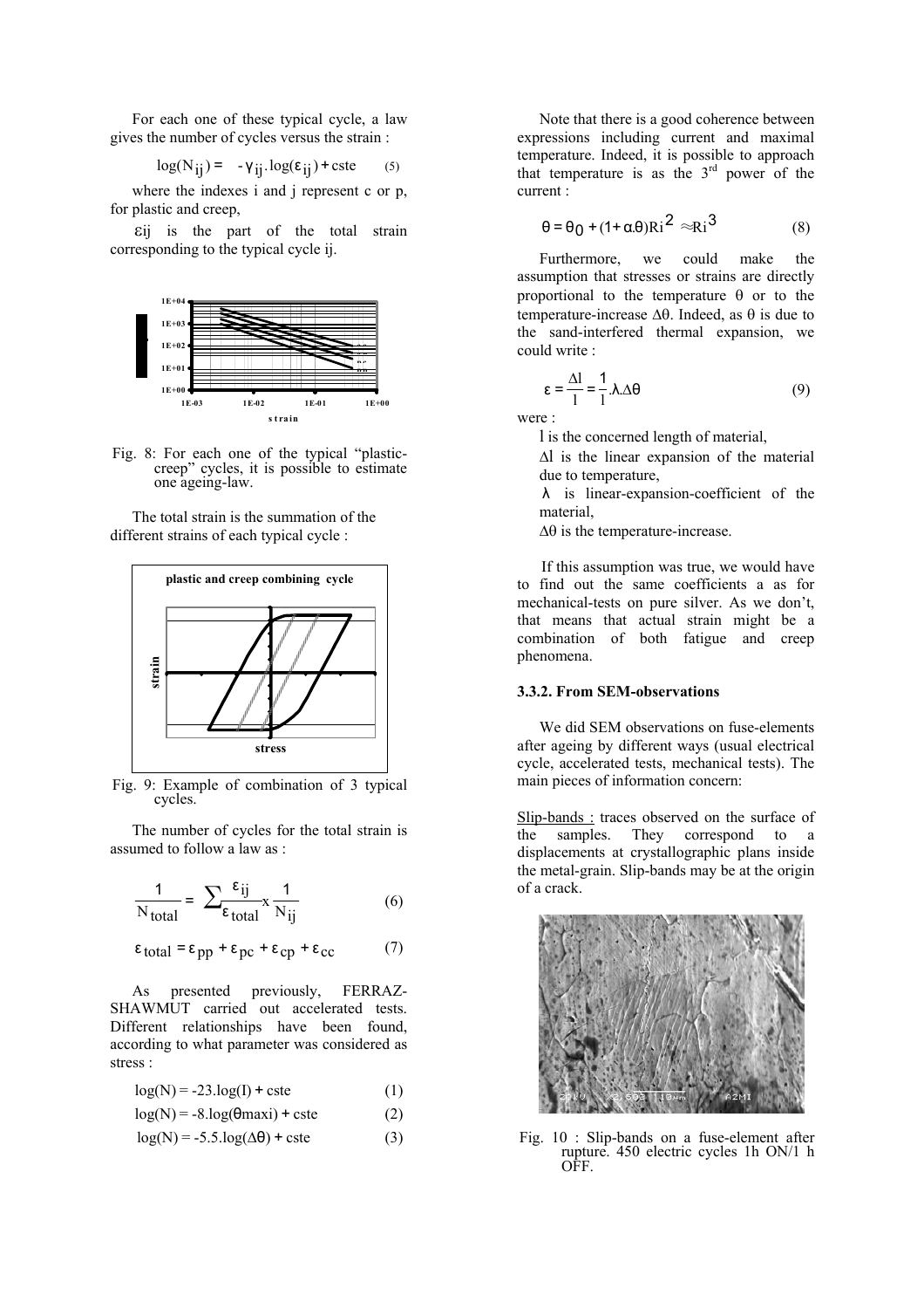For each one of these typical cycle, a law gives the number of cycles versus the strain :

$$\log(N_{ij}) = -\gamma_{ij}.\log(\varepsilon_{ij}) + \text{cste} \quad (5)$$

where the indexes i and j represent c or p, for plastic and creep,

$\varepsilon_{ij}$ is the part of the total strain corresponding to the typical cycle ij.

Fig. 8: For each one of the typical "plastic-creep" cycles, it is possible to estimate one ageing-law.

The total strain is the summation of the different strains of each typical cycle :

Fig. 9: Example of combination of 3 typical cycles.

The number of cycles for the total strain is assumed to follow a law as :

$$\frac{1}{N_{total}} = \sum \frac{\varepsilon_{ij}}{\varepsilon_{total}} x \frac{1}{N_{ij}} \quad (6)$$

$$\varepsilon_{total} = \varepsilon_{pp} + \varepsilon_{pc} + \varepsilon_{cp} + \varepsilon_{cc} \quad (7)$$

As presented previously, FERRAZ-SHAWMUT carried out accelerated tests. Different relationships have been found, according to what parameter was considered as stress :

$$\log(N) = -23.\log(I) + \text{cste} \quad (1)$$

$$\log(N) = -8.\log(\theta\text{maxi}) + \text{cste} \quad (2)$$

$$\log(N) = -5.5.\log(\Delta\theta) + \text{cste} \quad (3)$$

Note that there is a good coherence between expressions including current and maximal temperature. Indeed, it is possible to approach that temperature is as the 3rd power of the current :

$$\theta = \theta_0 + (1 + \alpha.\theta)Ri^2 \approx Ri^3 \quad (8)$$

Furthermore, we could make the assumption that stresses or strains are directly proportional to the temperature $\theta$ or to the temperature-increase $\Delta\theta$. Indeed, as $\theta$ is due to the sand-interfered thermal expansion, we could write :

$$\varepsilon = \frac{\Delta l}{l} = \frac{1}{l}.\lambda.\Delta\theta \quad (9)$$

were :

l is the concerned length of material,

$\Delta l$ is the linear expansion of the material due to temperature,

$\lambda$ is linear-expansion-coefficient of the material,

$\Delta\theta$ is the temperature-increase.

If this assumption was true, we would have to find out the same coefficients a as for mechanical-tests on pure silver. As we don't, that means that actual strain might be a combination of both fatigue and creep phenomena.

### 3.3.2. From SEM-observations

We did SEM observations on fuse-elements after ageing by different ways (usual electrical cycle, accelerated tests, mechanical tests). The main pieces of information concern:

Slip-bands : traces observed on the surface of the samples. They correspond to a displacements at crystallographic plans inside the metal-grain. Slip-bands may be at the origin of a crack.

Fig. 10 : Slip-bands on a fuse-element after rupture. 450 electric cycles 1h ON/1 h OFF.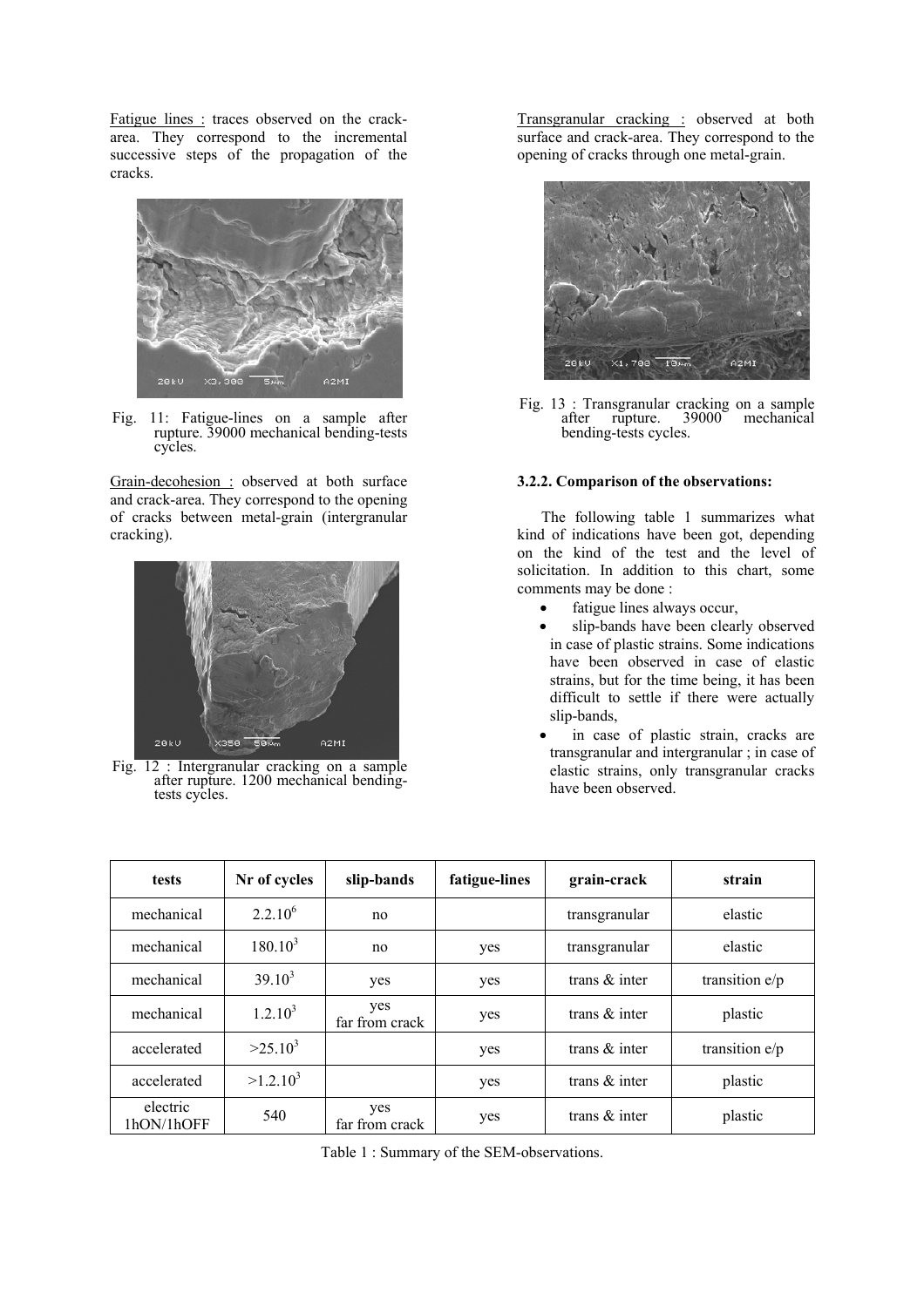<u>Fatigue lines :</u> traces observed on the crack-area. They correspond to the incremental successive steps of the propagation of the cracks.

Fig. 11: Fatigue-lines on a sample after rupture. 39000 mechanical bending-tests cycles.

<u>Grain-decohesion :</u> observed at both surface and crack-area. They correspond to the opening of cracks between metal-grain (intergranular cracking).

Fig. 12 : Intergranular cracking on a sample after rupture. 1200 mechanical bending-tests cycles.

<u>Transgranular cracking :</u> observed at both surface and crack-area. They correspond to the opening of cracks through one metal-grain.

Fig. 13 : Transgranular cracking on a sample after rupture. 39000 mechanical bending-tests cycles.

### 3.2.2. Comparison of the observations:

The following table 1 summarizes what kind of indications have been got, depending on the kind of the test and the level of solicitation. In addition to this chart, some comments may be done :

- fatigue lines always occur,
- slip-bands have been clearly observed in case of plastic strains. Some indications have been observed in case of elastic strains, but for the time being, it has been difficult to settle if there were actually slip-bands,
- in case of plastic strain, cracks are transgranular and intergranular ; in case of elastic strains, only transgranular cracks have been observed.

| tests | Nr of cycles | slip-bands | fatigue-lines | grain-crack | strain |
|---|---|---|---|---|---|
| mechanical | $2.2.10^6$ | no | | transgranular | elastic |
| mechanical | $180.10^3$ | no | yes | transgranular | elastic |
| mechanical | $39.10^3$ | yes | yes | trans & inter | transition e/p |
| mechanical | $1.2.10^3$ | yes far from crack | yes | trans & inter | plastic |
| accelerated | $>25.10^3$ | | yes | trans & inter | transition e/p |
| accelerated | $>1.2.10^3$ | | yes | trans & inter | plastic |
| electric 1hON/1hOFF | 540 | yes far from crack | yes | trans & inter | plastic |

Table 1 : Summary of the SEM-observations.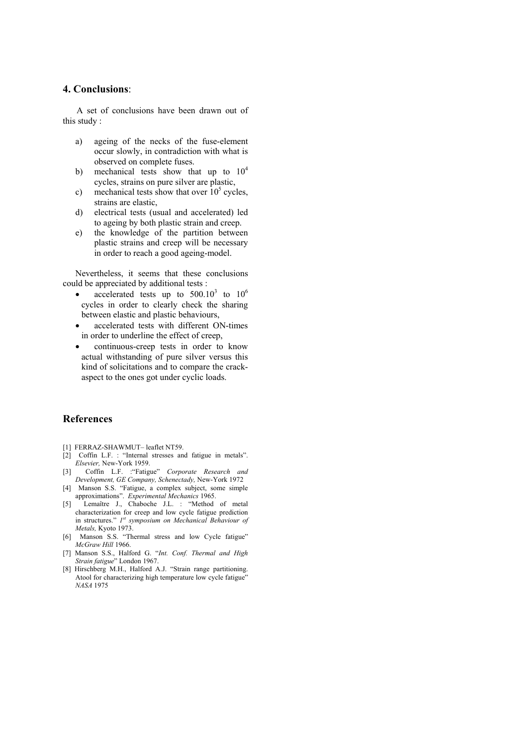## 4. Conclusions:

A set of conclusions have been drawn out of this study :

a) ageing of the necks of the fuse-element occur slowly, in contradiction with what is observed on complete fuses.
b) mechanical tests show that up to $10^4$ cycles, strains on pure silver are plastic,
c) mechanical tests show that over $10^5$ cycles, strains are elastic,
d) electrical tests (usual and accelerated) led to ageing by both plastic strain and creep.
e) the knowledge of the partition between plastic strains and creep will be necessary in order to reach a good ageing-model.

Nevertheless, it seems that these conclusions could be appreciated by additional tests :

- accelerated tests up to $500.10^3$ to $10^6$ cycles in order to clearly check the sharing between elastic and plastic behaviours,
- accelerated tests with different ON-times in order to underline the effect of creep,
- continuous-creep tests in order to know actual withstanding of pure silver versus this kind of solicitations and to compare the crack-aspect to the ones got under cyclic loads.

## References

[1] FERRAZ-SHAWMUT– leaflet NT59.
[2] Coffin L.F. : "Internal stresses and fatigue in metals". *Elsevier,* New-York 1959.
[3] Coffin L.F. :"Fatigue" *Corporate Research and Development, GE Company, Schenectady,* New-York 1972
[4] Manson S.S. "Fatigue, a complex subject, some simple approximations". *Experimental Mechanics* 1965.
[5] Lemaître J., Chaboche J.L. : "Method of metal characterization for creep and low cycle fatigue prediction in structures." *1st symposium on Mechanical Behaviour of Metals,* Kyoto 1973.
[6] Manson S.S. "Thermal stress and low Cycle fatigue" *McGraw Hill* 1966.
[7] Manson S.S., Halford G. "*Int. Conf. Thermal and High Strain fatigue*" London 1967.
[8] Hirschberg M.H., Halford A.J. "Strain range partitioning. Atool for characterizing high temperature low cycle fatigue" *NASA* 1975